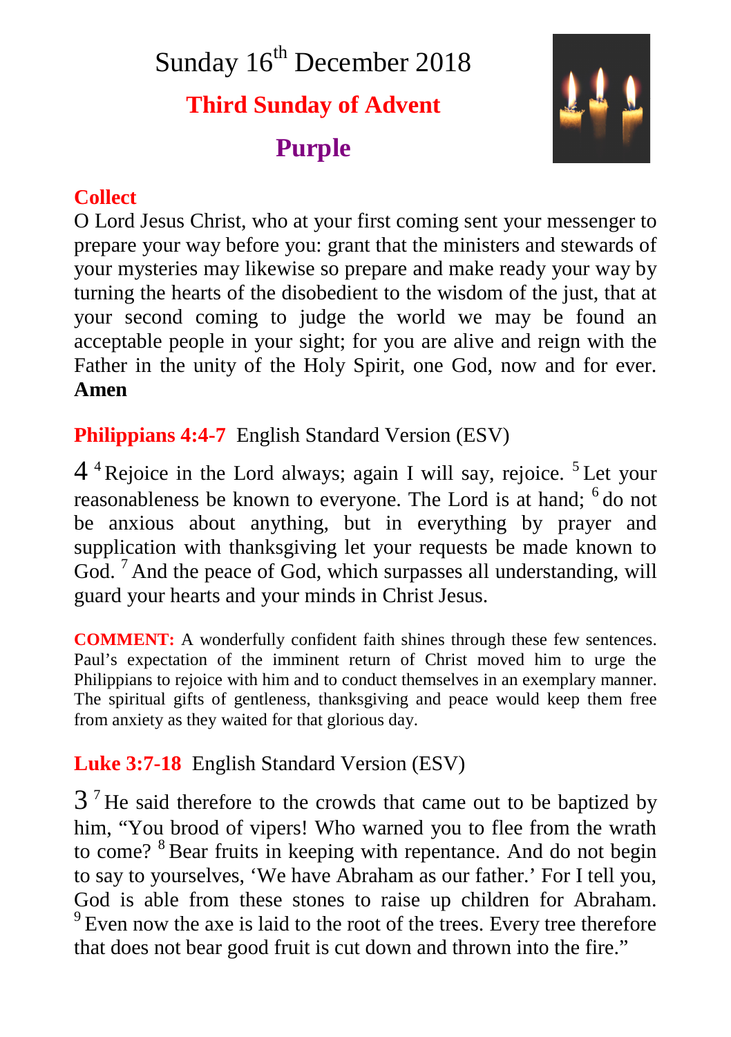# Sunday 16th December 2018

## Third Sunday of Advent

## Purple

**Collect**

O Lord Jesus Christ, who at your first coming sent your messenger to prepare your way before you: grant that the ministers and stewards of your mysteries may likewise so prepare and make ready your way by turning the hearts of the disobedient to the wisdom of the just, that at your second coming to judge the world we may be found an acceptable people in your sight; for you are alive and reign with the Father in the unity of the Holy Spirit, one God, now and for ever. **Amen**

**Philippians 4:4-7** English Standard Version (ESV)

4 [4] Rejoice in the Lord always; again I will say, rejoice. [5] Let your reasonableness be known to everyone. The Lord is at hand; [6] do not be anxious about anything, but in everything by prayer and supplication with thanksgiving let your requests be made known to God. [7] And the peace of God, which surpasses all understanding, will guard your hearts and your minds in Christ Jesus.

**COMMENT:** A wonderfully confident faith shines through these few sentences. Paul's expectation of the imminent return of Christ moved him to urge the Philippians to rejoice with him and to conduct themselves in an exemplary manner. The spiritual gifts of gentleness, thanksgiving and peace would keep them free from anxiety as they waited for that glorious day.

**Luke 3:7-18** English Standard Version (ESV)

3 [7] He said therefore to the crowds that came out to be baptized by him, "You brood of vipers! Who warned you to flee from the wrath to come? [8] Bear fruits in keeping with repentance. And do not begin to say to yourselves, 'We have Abraham as our father.' For I tell you, God is able from these stones to raise up children for Abraham. [9] Even now the axe is laid to the root of the trees. Every tree therefore that does not bear good fruit is cut down and thrown into the fire."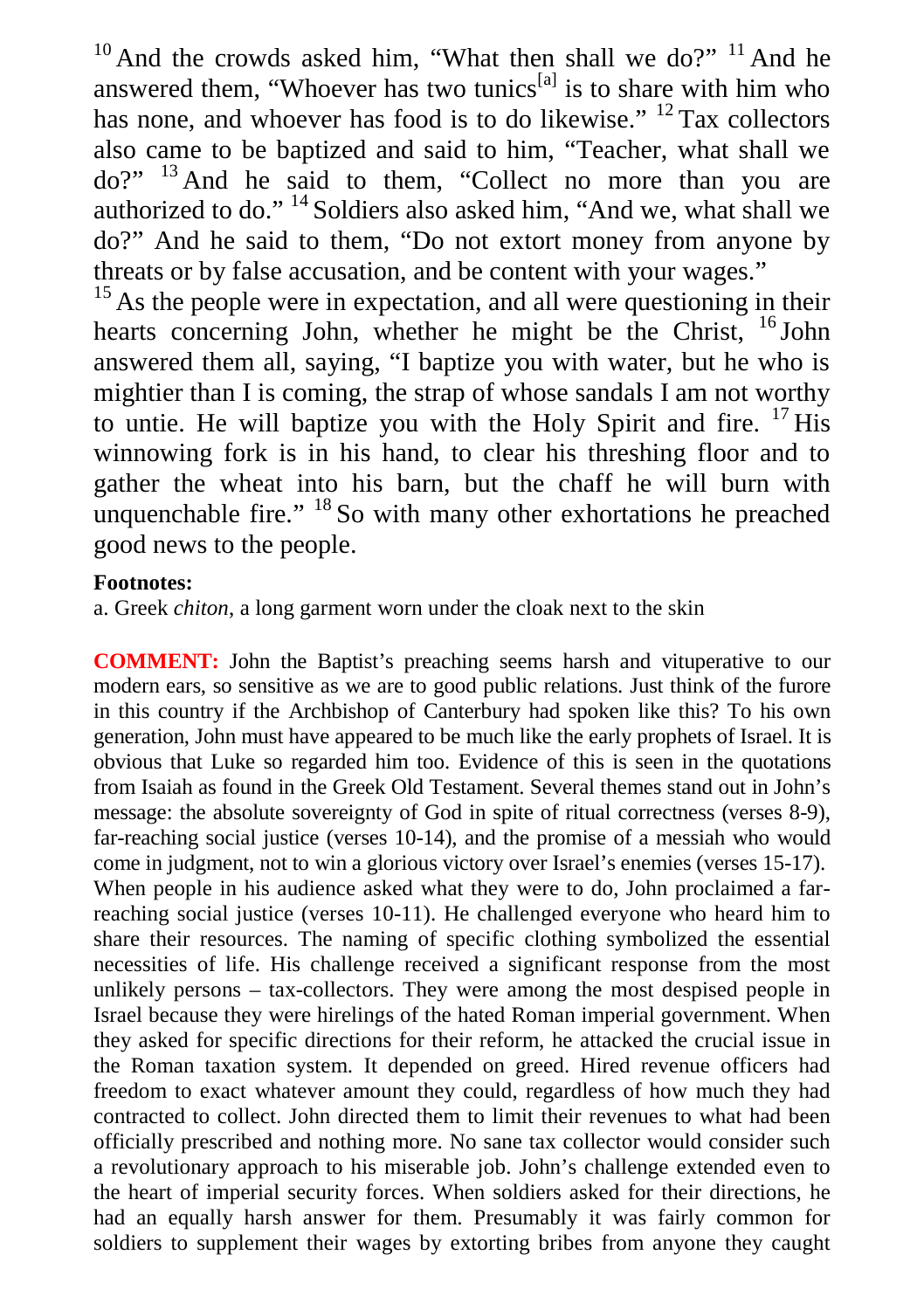[10] And the crowds asked him, "What then shall we do?" [11] And he answered them, "Whoever has two tunics[a] is to share with him who has none, and whoever has food is to do likewise." [12] Tax collectors also came to be baptized and said to him, "Teacher, what shall we do?" [13] And he said to them, "Collect no more than you are authorized to do." [14] Soldiers also asked him, "And we, what shall we do?" And he said to them, "Do not extort money from anyone by threats or by false accusation, and be content with your wages."

[15] As the people were in expectation, and all were questioning in their hearts concerning John, whether he might be the Christ, [16] John answered them all, saying, "I baptize you with water, but he who is mightier than I is coming, the strap of whose sandals I am not worthy to untie. He will baptize you with the Holy Spirit and fire. [17] His winnowing fork is in his hand, to clear his threshing floor and to gather the wheat into his barn, but the chaff he will burn with unquenchable fire." [18] So with many other exhortations he preached good news to the people.

**Footnotes:**

a. Greek *chiton*, a long garment worn under the cloak next to the skin

**COMMENT:** John the Baptist's preaching seems harsh and vituperative to our modern ears, so sensitive as we are to good public relations. Just think of the furore in this country if the Archbishop of Canterbury had spoken like this? To his own generation, John must have appeared to be much like the early prophets of Israel. It is obvious that Luke so regarded him too. Evidence of this is seen in the quotations from Isaiah as found in the Greek Old Testament. Several themes stand out in John's message: the absolute sovereignty of God in spite of ritual correctness (verses 8-9), far-reaching social justice (verses 10-14), and the promise of a messiah who would come in judgment, not to win a glorious victory over Israel's enemies (verses 15-17).
When people in his audience asked what they were to do, John proclaimed a far-reaching social justice (verses 10-11). He challenged everyone who heard him to share their resources. The naming of specific clothing symbolized the essential necessities of life. His challenge received a significant response from the most unlikely persons – tax-collectors. They were among the most despised people in Israel because they were hirelings of the hated Roman imperial government. When they asked for specific directions for their reform, he attacked the crucial issue in the Roman taxation system. It depended on greed. Hired revenue officers had freedom to exact whatever amount they could, regardless of how much they had contracted to collect. John directed them to limit their revenues to what had been officially prescribed and nothing more. No sane tax collector would consider such a revolutionary approach to his miserable job. John's challenge extended even to the heart of imperial security forces. When soldiers asked for their directions, he had an equally harsh answer for them. Presumably it was fairly common for soldiers to supplement their wages by extorting bribes from anyone they caught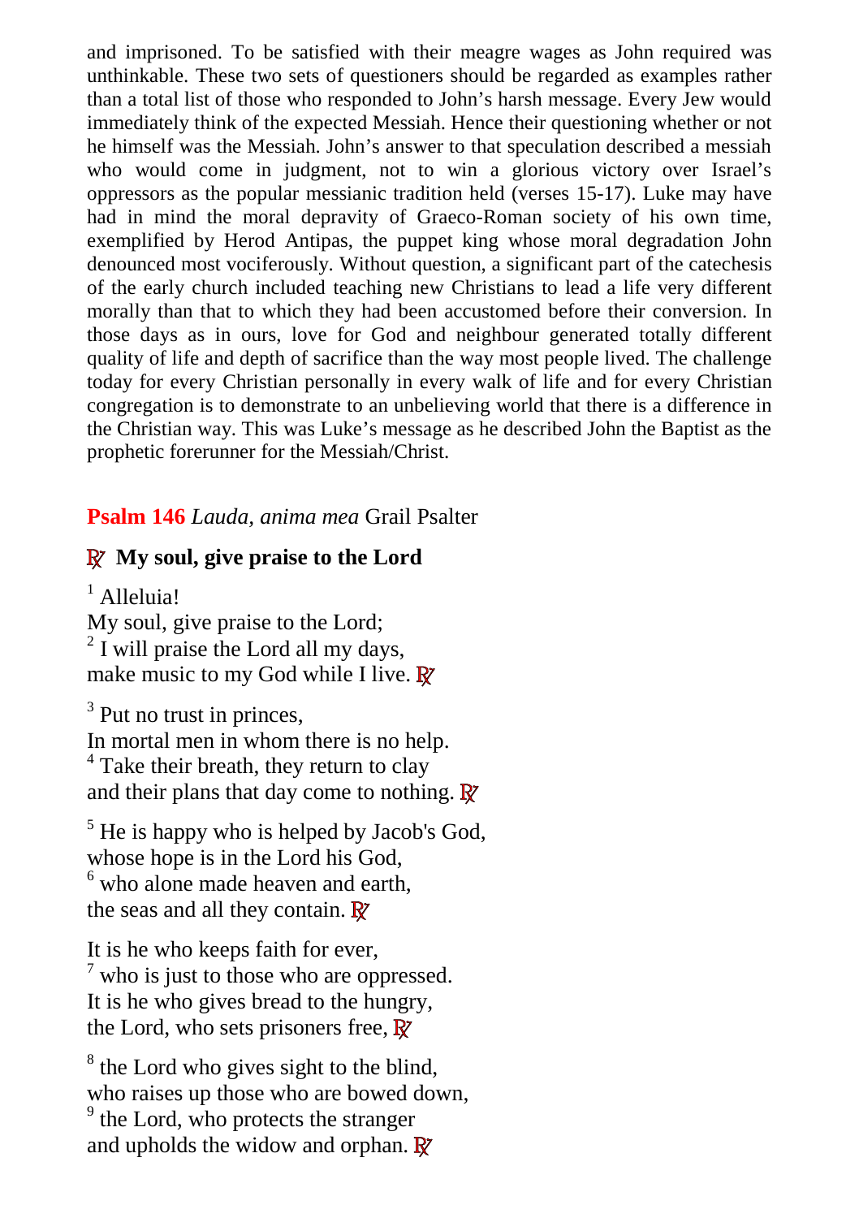and imprisoned. To be satisfied with their meagre wages as John required was unthinkable. These two sets of questioners should be regarded as examples rather than a total list of those who responded to John's harsh message. Every Jew would immediately think of the expected Messiah. Hence their questioning whether or not he himself was the Messiah. John's answer to that speculation described a messiah who would come in judgment, not to win a glorious victory over Israel's oppressors as the popular messianic tradition held (verses 15-17). Luke may have had in mind the moral depravity of Graeco-Roman society of his own time, exemplified by Herod Antipas, the puppet king whose moral degradation John denounced most vociferously. Without question, a significant part of the catechesis of the early church included teaching new Christians to lead a life very different morally than that to which they had been accustomed before their conversion. In those days as in ours, love for God and neighbour generated totally different quality of life and depth of sacrifice than the way most people lived. The challenge today for every Christian personally in every walk of life and for every Christian congregation is to demonstrate to an unbelieving world that there is a difference in the Christian way. This was Luke's message as he described John the Baptist as the prophetic forerunner for the Messiah/Christ.

**Psalm 146** *Lauda, anima mea* Grail Psalter

**℟ My soul, give praise to the Lord**

[1] Alleluia!
My soul, give praise to the Lord;
[2] I will praise the Lord all my days,
make music to my God while I live. ℟

[3] Put no trust in princes,
In mortal men in whom there is no help.
[4] Take their breath, they return to clay
and their plans that day come to nothing. ℟

[5] He is happy who is helped by Jacob's God,
whose hope is in the Lord his God,
[6] who alone made heaven and earth,
the seas and all they contain. ℟

It is he who keeps faith for ever,
[7] who is just to those who are oppressed.
It is he who gives bread to the hungry,
the Lord, who sets prisoners free, ℟

[8] the Lord who gives sight to the blind,
who raises up those who are bowed down,
[9] the Lord, who protects the stranger
and upholds the widow and orphan. ℟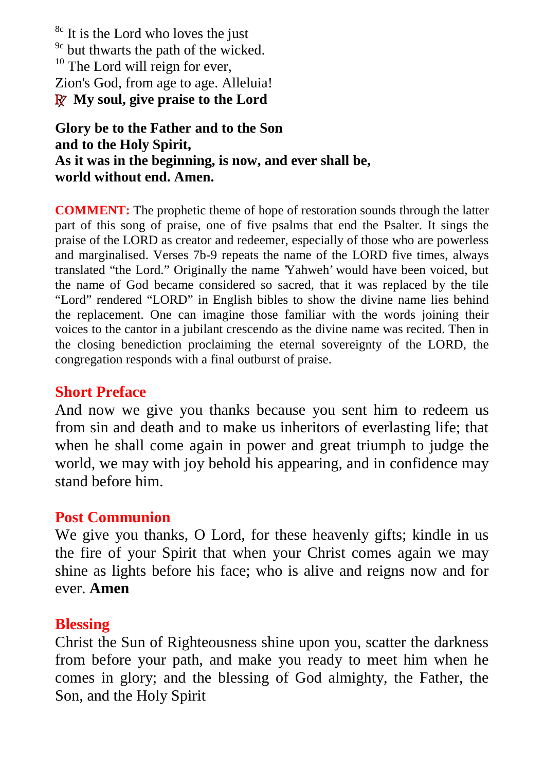[8c] It is the Lord who loves the just
[9c] but thwarts the path of the wicked.
[10] The Lord will reign for ever,
Zion's God, from age to age. Alleluia!
℟ **My soul, give praise to the Lord**

**Glory be to the Father and to the Son**
**and to the Holy Spirit,**
**As it was in the beginning, is now, and ever shall be,**
**world without end. Amen.**

**COMMENT:** The prophetic theme of hope of restoration sounds through the latter part of this song of praise, one of five psalms that end the Psalter. It sings the praise of the LORD as creator and redeemer, especially of those who are powerless and marginalised. Verses 7b-9 repeats the name of the LORD five times, always translated "the Lord." Originally the name 'Yahweh' would have been voiced, but the name of God became considered so sacred, that it was replaced by the tile "Lord" rendered "LORD" in English bibles to show the divine name lies behind the replacement. One can imagine those familiar with the words joining their voices to the cantor in a jubilant crescendo as the divine name was recited. Then in the closing benediction proclaiming the eternal sovereignty of the LORD, the congregation responds with a final outburst of praise.

## Short Preface

And now we give you thanks because you sent him to redeem us from sin and death and to make us inheritors of everlasting life; that when he shall come again in power and great triumph to judge the world, we may with joy behold his appearing, and in confidence may stand before him.

## Post Communion

We give you thanks, O Lord, for these heavenly gifts; kindle in us the fire of your Spirit that when your Christ comes again we may shine as lights before his face; who is alive and reigns now and for ever. **Amen**

## Blessing

Christ the Sun of Righteousness shine upon you, scatter the darkness from before your path, and make you ready to meet him when he comes in glory; and the blessing of God almighty, the Father, the Son, and the Holy Spirit